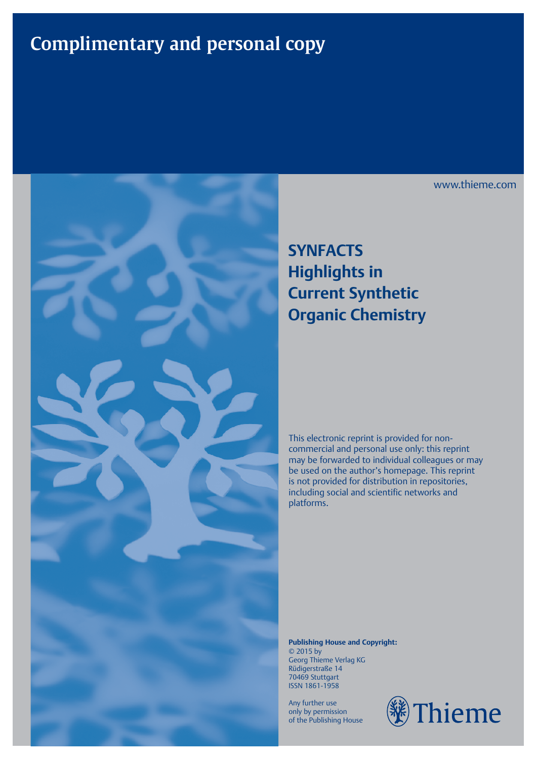# Complimentary and personal copy

www.thieme.com

## SYNFACTS Highlights in Current Synthetic Organic Chemistry

This electronic reprint is provided for non-commercial and personal use only: this reprint may be forwarded to individual colleagues or may be used on the author's homepage. This reprint is not provided for distribution in repositories, including social and scientific networks and platforms.

**Publishing House and Copyright:**
© 2015 by
Georg Thieme Verlag KG
Rüdigerstraße 14
70469 Stuttgart
ISSN 1861-1958

Any further use only by permission of the Publishing House

Thieme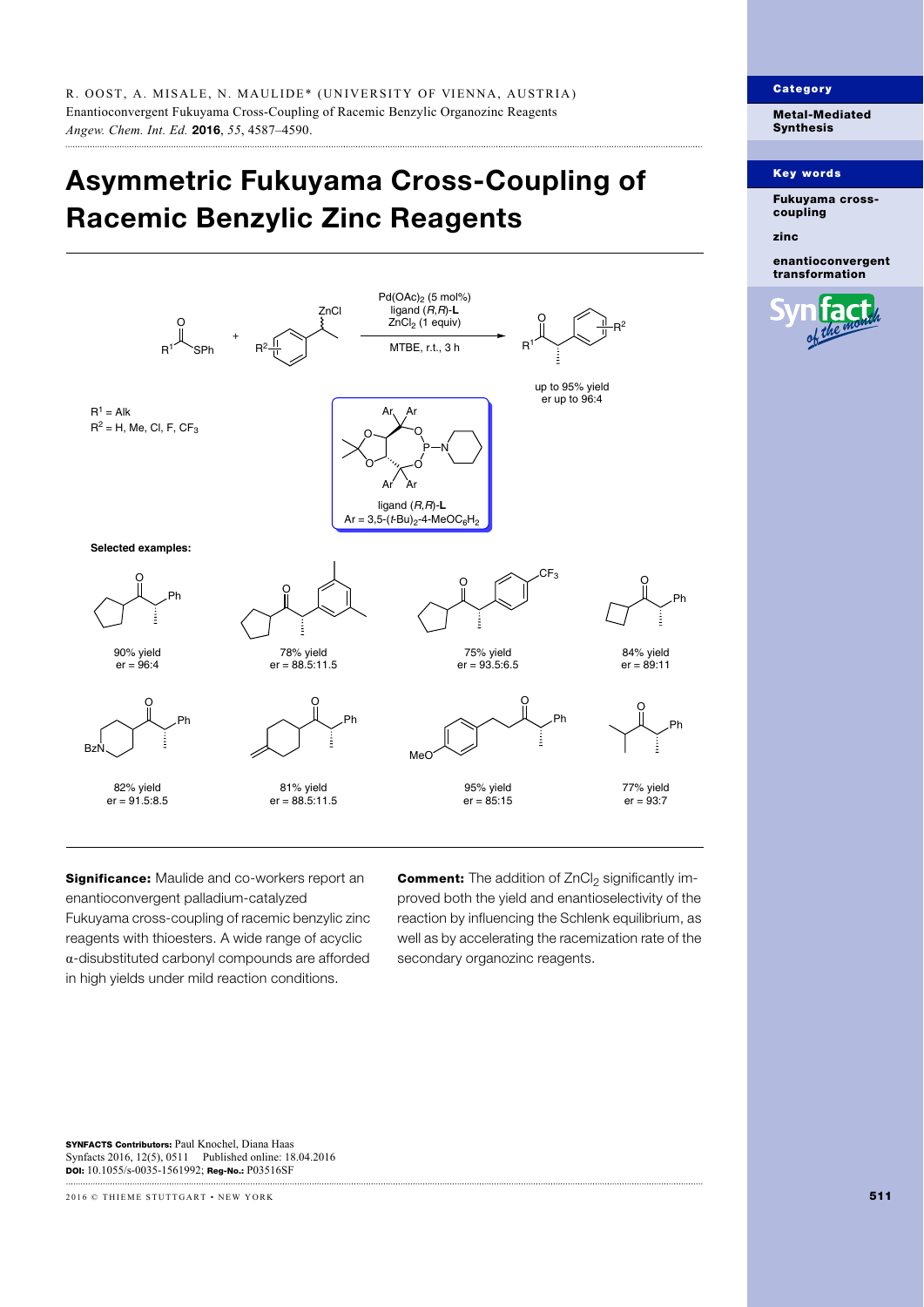R. OOST, A. MISALE, N. MAULIDE* (UNIVERSITY OF VIENNA, AUSTRIA)

Enantioconvergent Fukuyama Cross-Coupling of Racemic Benzylic Organozinc Reagents

*Angew. Chem. Int. Ed.* **2016**, *55*, 4587–4590.

# Asymmetric Fukuyama Cross-Coupling of Racemic Benzylic Zinc Reagents

**Category**

Metal-Mediated Synthesis

**Key words**

Fukuyama cross-coupling

zinc

enantioconvergent transformation

$Pd(OAc)_2$ (5 mol%)
ligand (*R*,*R*)-**L**
$ZnCl_2$ (1 equiv)
MTBE, r.t., 3 h

up to 95% yield
er up to 96:4

$R^1$ = Alk
$R^2$ = H, Me, Cl, F, $CF_3$

ligand (*R*,*R*)-**L**
Ar = 3,5-(*t*-Bu)$_2$-4-MeOC$_6$H$_2$

**Selected examples:**

90% yield
er = 96:4

78% yield
er = 88.5:11.5

75% yield
er = 93.5:6.5

84% yield
er = 89:11

82% yield
er = 91.5:8.5

81% yield
er = 88.5:11.5

95% yield
er = 85:15

77% yield
er = 93:7

**Significance:** Maulide and co-workers report an enantioconvergent palladium-catalyzed Fukuyama cross-coupling of racemic benzylic zinc reagents with thioesters. A wide range of acyclic α-disubstituted carbonyl compounds are afforded in high yields under mild reaction conditions.

**Comment:** The addition of $ZnCl_2$ significantly improved both the yield and enantioselectivity of the reaction by influencing the Schlenk equilibrium, as well as by accelerating the racemization rate of the secondary organozinc reagents.

**SYNFACTS Contributors:** Paul Knochel, Diana Haas
Synfacts 2016, 12(5), 0511 Published online: 18.04.2016
**DOI:** 10.1055/s-0035-1561992; **Reg-No.:** P03516SF